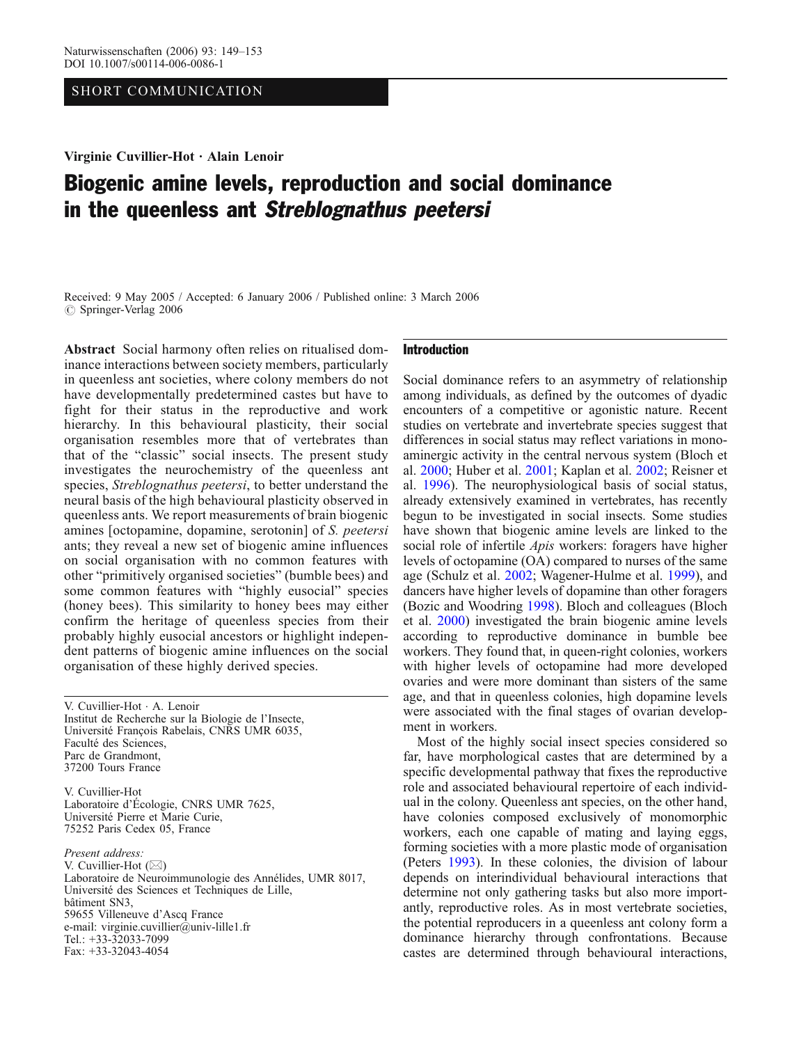SHORT COMMUNICATION

**Virginie Cuvillier-Hot · Alain Lenoir**

# Biogenic amine levels, reproduction and social dominance in the queenless ant *Streblognathus peetersi*

Received: 9 May 2005 / Accepted: 6 January 2006 / Published online: 3 March 2006
© Springer-Verlag 2006

**Abstract** Social harmony often relies on ritualised dominance interactions between society members, particularly in queenless ant societies, where colony members do not have developmentally predetermined castes but have to fight for their status in the reproductive and work hierarchy. In this behavioural plasticity, their social organisation resembles more that of vertebrates than that of the "classic" social insects. The present study investigates the neurochemistry of the queenless ant species, *Streblognathus peetersi*, to better understand the neural basis of the high behavioural plasticity observed in queenless ants. We report measurements of brain biogenic amines [octopamine, dopamine, serotonin] of *S. peetersi* ants; they reveal a new set of biogenic amine influences on social organisation with no common features with other "primitively organised societies" (bumble bees) and some common features with "highly eusocial" species (honey bees). This similarity to honey bees may either confirm the heritage of queenless species from their probably highly eusocial ancestors or highlight independent patterns of biogenic amine influences on the social organisation of these highly derived species.

V. Cuvillier-Hot · A. Lenoir
Institut de Recherche sur la Biologie de l'Insecte,
Université François Rabelais, CNRS UMR 6035,
Faculté des Sciences,
Parc de Grandmont,
37200 Tours France

V. Cuvillier-Hot
Laboratoire d'Écologie, CNRS UMR 7625,
Université Pierre et Marie Curie,
75252 Paris Cedex 05, France

*Present address:*
V. Cuvillier-Hot (✉)
Laboratoire de Neuroimmunologie des Annélides, UMR 8017,
Université des Sciences et Techniques de Lille,
bâtiment SN3,
59655 Villeneuve d'Ascq France
e-mail: virginie.cuvillier@univ-lille1.fr
Tel.: +33-32033-7099
Fax: +33-32043-4054

## Introduction

Social dominance refers to an asymmetry of relationship among individuals, as defined by the outcomes of dyadic encounters of a competitive or agonistic nature. Recent studies on vertebrate and invertebrate species suggest that differences in social status may reflect variations in monoaminergic activity in the central nervous system (Bloch et al. 2000; Huber et al. 2001; Kaplan et al. 2002; Reisner et al. 1996). The neurophysiological basis of social status, already extensively examined in vertebrates, has recently begun to be investigated in social insects. Some studies have shown that biogenic amine levels are linked to the social role of infertile *Apis* workers: foragers have higher levels of octopamine (OA) compared to nurses of the same age (Schulz et al. 2002; Wagener-Hulme et al. 1999), and dancers have higher levels of dopamine than other foragers (Bozic and Woodring 1998). Bloch and colleagues (Bloch et al. 2000) investigated the brain biogenic amine levels according to reproductive dominance in bumble bee workers. They found that, in queen-right colonies, workers with higher levels of octopamine had more developed ovaries and were more dominant than sisters of the same age, and that in queenless colonies, high dopamine levels were associated with the final stages of ovarian development in workers.

Most of the highly social insect species considered so far, have morphological castes that are determined by a specific developmental pathway that fixes the reproductive role and associated behavioural repertoire of each individual in the colony. Queenless ant species, on the other hand, have colonies composed exclusively of monomorphic workers, each one capable of mating and laying eggs, forming societies with a more plastic mode of organisation (Peters 1993). In these colonies, the division of labour depends on interindividual behavioural interactions that determine not only gathering tasks but also more importantly, reproductive roles. As in most vertebrate societies, the potential reproducers in a queenless ant colony form a dominance hierarchy through confrontations. Because castes are determined through behavioural interactions,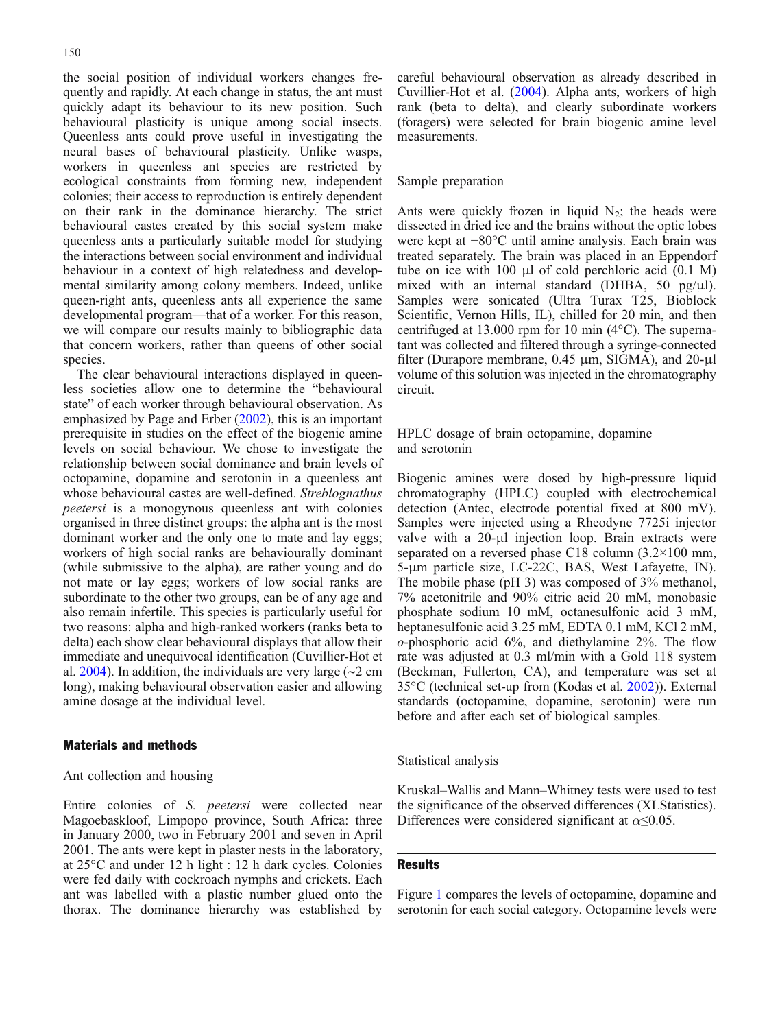the social position of individual workers changes frequently and rapidly. At each change in status, the ant must quickly adapt its behaviour to its new position. Such behavioural plasticity is unique among social insects. Queenless ants could prove useful in investigating the neural bases of behavioural plasticity. Unlike wasps, workers in queenless ant species are restricted by ecological constraints from forming new, independent colonies; their access to reproduction is entirely dependent on their rank in the dominance hierarchy. The strict behavioural castes created by this social system make queenless ants a particularly suitable model for studying the interactions between social environment and individual behaviour in a context of high relatedness and developmental similarity among colony members. Indeed, unlike queen-right ants, queenless ants all experience the same developmental program—that of a worker. For this reason, we will compare our results mainly to bibliographic data that concern workers, rather than queens of other social species.

The clear behavioural interactions displayed in queenless societies allow one to determine the "behavioural state" of each worker through behavioural observation. As emphasized by Page and Erber (2002), this is an important prerequisite in studies on the effect of the biogenic amine levels on social behaviour. We chose to investigate the relationship between social dominance and brain levels of octopamine, dopamine and serotonin in a queenless ant whose behavioural castes are well-defined. *Streblognathus peetersi* is a monogynous queenless ant with colonies organised in three distinct groups: the alpha ant is the most dominant worker and the only one to mate and lay eggs; workers of high social ranks are behaviourally dominant (while submissive to the alpha), are rather young and do not mate or lay eggs; workers of low social ranks are subordinate to the other two groups, can be of any age and also remain infertile. This species is particularly useful for two reasons: alpha and high-ranked workers (ranks beta to delta) each show clear behavioural displays that allow their immediate and unequivocal identification (Cuvillier-Hot et al. 2004). In addition, the individuals are very large (~2 cm long), making behavioural observation easier and allowing amine dosage at the individual level.

## Materials and methods

### Ant collection and housing

Entire colonies of *S. peetersi* were collected near Magoebaskloof, Limpopo province, South Africa: three in January 2000, two in February 2001 and seven in April 2001. The ants were kept in the laboratory in plaster nests, at 25°C and under 12 h light : 12 h dark cycles. Colonies were fed daily with cockroach nymphs and crickets. Each ant was labelled with a plastic number glued onto the thorax. The dominance hierarchy was established by careful behavioural observation as already described in Cuvillier-Hot et al. (2004). Alpha ants, workers of high rank (beta to delta), and clearly subordinate workers (foragers) were selected for brain biogenic amine level measurements.

### Sample preparation

Ants were quickly frozen in liquid $N_2$; the heads were dissected in dried ice and the brains without the optic lobes were kept at −80°C until amine analysis. Each brain was treated separately. The brain was placed in an Eppendorf tube on ice with 100 µl of cold perchloric acid (0.1 M) mixed with an internal standard (DHBA, 50 pg/µl). Samples were sonicated (Ultra Turax T25, Bioblock Scientific, Vernon Hills, IL), chilled for 20 min, and then centrifuged at 13.000 rpm for 10 min (4°C). The supernatant was collected and filtered through a syringe-connected filter (Durapore membrane, 0.45 µm, SIGMA), and 20-µl volume of this solution was injected in the chromatography circuit.

### HPLC dosage of brain octopamine, dopamine and serotonin

Biogenic amines were dosed by high-pressure liquid chromatography (HPLC) coupled with electrochemical detection (Antec, electrode potential fixed at 800 mV). Samples were injected using a Rheodyne 7725i injector valve with a 20-µl injection loop. Brain extracts were separated on a reversed phase C18 column (3.2×100 mm, 5-µm particle size, LC-22C, BAS, West Lafayette, IN). The mobile phase (pH 3) was composed of 3% methanol, 7% acetonitrile and 90% citric acid 20 mM, monobasic phosphate sodium 10 mM, octanesulfonic acid 3 mM, heptanesulfonic acid 3.25 mM, EDTA 0.1 mM, KCl 2 mM, *o*-phosphoric acid 6%, and diethylamine 2%. The flow rate was adjusted at 0.3 ml/min with a Gold 118 system (Beckman, Fullerton, CA), and temperature was set at 35°C (technical set-up from (Kodas et al. 2002)). External standards (octopamine, dopamine, serotonin) were run before and after each set of biological samples.

### Statistical analysis

Kruskal–Wallis and Mann–Whitney tests were used to test the significance of the observed differences (XLStatistics). Differences were considered significant at $\alpha \leq 0.05$.

## Results

Figure 1 compares the levels of octopamine, dopamine and serotonin for each social category. Octopamine levels were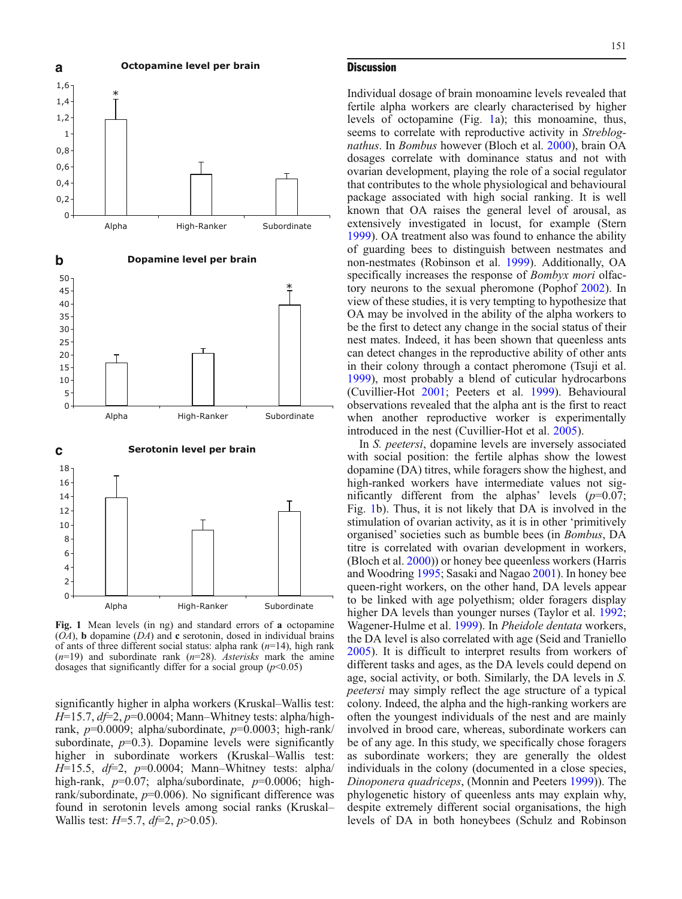**a** Octopamine level per brain

**b** Dopamine level per brain

**c** Serotonin level per brain

**Fig. 1** Mean levels (in ng) and standard errors of **a** octopamine (*OA*), **b** dopamine (*DA*) and **c** serotonin, dosed in individual brains of ants of three different social status: alpha rank ($n$=14), high rank ($n$=19) and subordinate rank ($n$=28). *Asterisks* mark the amine dosages that significantly differ for a social group ($p$<0.05)

significantly higher in alpha workers (Kruskal–Wallis test: $H$=15.7, $df$=2, $p$=0.0004; Mann–Whitney tests: alpha/high-rank, $p$=0.0009; alpha/subordinate, $p$=0.0003; high-rank/subordinate, $p$=0.3). Dopamine levels were significantly higher in subordinate workers (Kruskal–Wallis test: $H$=15.5, $df$=2, $p$=0.0004; Mann–Whitney tests: alpha/high-rank, $p$=0.07; alpha/subordinate, $p$=0.0006; high-rank/subordinate, $p$=0.006). No significant difference was found in serotonin levels among social ranks (Kruskal–Wallis test: $H$=5.7, $df$=2, $p$>0.05).

## Discussion

Individual dosage of brain monoamine levels revealed that fertile alpha workers are clearly characterised by higher levels of octopamine (Fig. 1a); this monoamine, thus, seems to correlate with reproductive activity in *Streblognathus*. In *Bombus* however (Bloch et al. 2000), brain OA dosages correlate with dominance status and not with ovarian development, playing the role of a social regulator that contributes to the whole physiological and behavioural package associated with high social ranking. It is well known that OA raises the general level of arousal, as extensively investigated in locust, for example (Stern 1999). OA treatment also was found to enhance the ability of guarding bees to distinguish between nestmates and non-nestmates (Robinson et al. 1999). Additionally, OA specifically increases the response of *Bombyx mori* olfactory neurons to the sexual pheromone (Pophof 2002). In view of these studies, it is very tempting to hypothesize that OA may be involved in the ability of the alpha workers to be the first to detect any change in the social status of their nest mates. Indeed, it has been shown that queenless ants can detect changes in the reproductive ability of other ants in their colony through a contact pheromone (Tsuji et al. 1999), most probably a blend of cuticular hydrocarbons (Cuvillier-Hot 2001; Peeters et al. 1999). Behavioural observations revealed that the alpha ant is the first to react when another reproductive worker is experimentally introduced in the nest (Cuvillier-Hot et al. 2005).

In *S. peetersi*, dopamine levels are inversely associated with social position: the fertile alphas show the lowest dopamine (DA) titres, while foragers show the highest, and high-ranked workers have intermediate values not significantly different from the alphas' levels ($p$=0.07; Fig. 1b). Thus, it is not likely that DA is involved in the stimulation of ovarian activity, as it is in other 'primitively organised' societies such as bumble bees (in *Bombus*, DA titre is correlated with ovarian development in workers, (Bloch et al. 2000)) or honey bee queenless workers (Harris and Woodring 1995; Sasaki and Nagao 2001). In honey bee queen-right workers, on the other hand, DA levels appear to be linked with age polyethism; older foragers display higher DA levels than younger nurses (Taylor et al. 1992; Wagener-Hulme et al. 1999). In *Pheidole dentata* workers, the DA level is also correlated with age (Seid and Traniello 2005). It is difficult to interpret results from workers of different tasks and ages, as the DA levels could depend on age, social activity, or both. Similarly, the DA levels in *S. peetersi* may simply reflect the age structure of a typical colony. Indeed, the alpha and the high-ranking workers are often the youngest individuals of the nest and are mainly involved in brood care, whereas, subordinate workers can be of any age. In this study, we specifically chose foragers as subordinate workers; they are generally the oldest individuals in the colony (documented in a close species, *Dinoponera quadriceps*, (Monnin and Peeters 1999)). The phylogenetic history of queenless ants may explain why, despite extremely different social organisations, the high levels of DA in both honeybees (Schulz and Robinson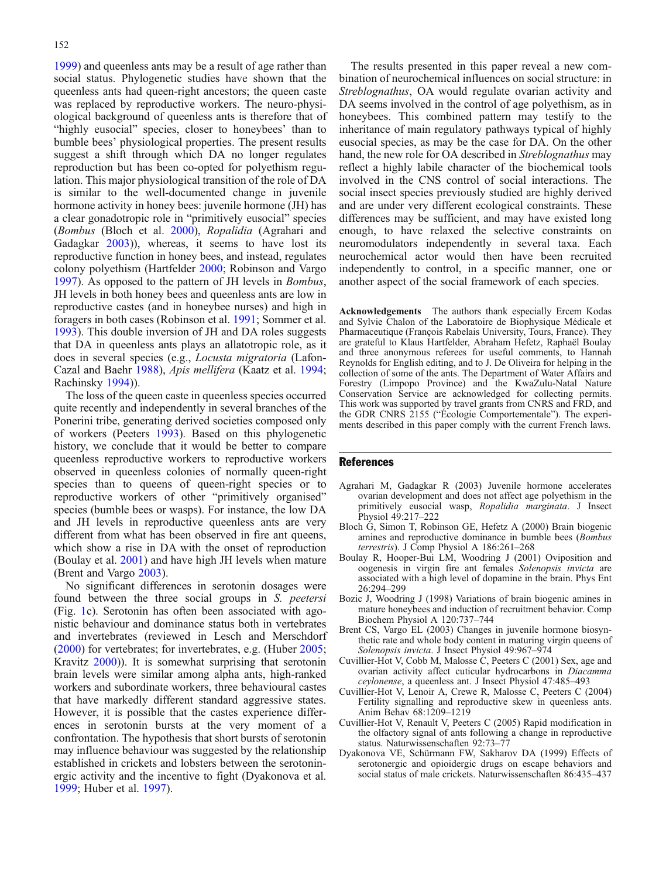1999) and queenless ants may be a result of age rather than social status. Phylogenetic studies have shown that the queenless ants had queen-right ancestors; the queen caste was replaced by reproductive workers. The neuro-physiological background of queenless ants is therefore that of "highly eusocial" species, closer to honeybees' than to bumble bees' physiological properties. The present results suggest a shift through which DA no longer regulates reproduction but has been co-opted for polyethism regulation. This major physiological transition of the role of DA is similar to the well-documented change in juvenile hormone activity in honey bees: juvenile hormone (JH) has a clear gonadotropic role in "primitively eusocial" species (*Bombus* (Bloch et al. 2000), *Ropalidia* (Agrahari and Gadagkar 2003)), whereas, it seems to have lost its reproductive function in honey bees, and instead, regulates colony polyethism (Hartfelder 2000; Robinson and Vargo 1997). As opposed to the pattern of JH levels in *Bombus*, JH levels in both honey bees and queenless ants are low in reproductive castes (and in honeybee nurses) and high in foragers in both cases (Robinson et al. 1991; Sommer et al. 1993). This double inversion of JH and DA roles suggests that DA in queenless ants plays an allatotropic role, as it does in several species (e.g., *Locusta migratoria* (Lafon-Cazal and Baehr 1988), *Apis mellifera* (Kaatz et al. 1994; Rachinsky 1994)).

The loss of the queen caste in queenless species occurred quite recently and independently in several branches of the Ponerini tribe, generating derived societies composed only of workers (Peeters 1993). Based on this phylogenetic history, we conclude that it would be better to compare queenless reproductive workers to reproductive workers observed in queenless colonies of normally queen-right species than to queens of queen-right species or to reproductive workers of other "primitively organised" species (bumble bees or wasps). For instance, the low DA and JH levels in reproductive queenless ants are very different from what has been observed in fire ant queens, which show a rise in DA with the onset of reproduction (Boulay et al. 2001) and have high JH levels when mature (Brent and Vargo 2003).

No significant differences in serotonin dosages were found between the three social groups in *S. peetersi* (Fig. 1c). Serotonin has often been associated with agonistic behaviour and dominance status both in vertebrates and invertebrates (reviewed in Lesch and Merschdorf (2000) for vertebrates; for invertebrates, e.g. (Huber 2005; Kravitz 2000)). It is somewhat surprising that serotonin brain levels were similar among alpha ants, high-ranked workers and subordinate workers, three behavioural castes that have markedly different standard aggressive states. However, it is possible that the castes experience differences in serotonin bursts at the very moment of a confrontation. The hypothesis that short bursts of serotonin may influence behaviour was suggested by the relationship established in crickets and lobsters between the serotoninergic activity and the incentive to fight (Dyakonova et al. 1999; Huber et al. 1997).

The results presented in this paper reveal a new combination of neurochemical influences on social structure: in *Streblognathus*, OA would regulate ovarian activity and DA seems involved in the control of age polyethism, as in honeybees. This combined pattern may testify to the inheritance of main regulatory pathways typical of highly eusocial species, as may be the case for DA. On the other hand, the new role for OA described in *Streblognathus* may reflect a highly labile character of the biochemical tools involved in the CNS control of social interactions. The social insect species previously studied are highly derived and are under very different ecological constraints. These differences may be sufficient, and may have existed long enough, to have relaxed the selective constraints on neuromodulators independently in several taxa. Each neurochemical actor would then have been recruited independently to control, in a specific manner, one or another aspect of the social framework of each species.

**Acknowledgements** The authors thank especially Ercem Kodas and Sylvie Chalon of the Laboratoire de Biophysique Médicale et Pharmaceutique (François Rabelais University, Tours, France). They are grateful to Klaus Hartfelder, Abraham Hefetz, Raphaël Boulay and three anonymous referees for useful comments, to Hannah Reynolds for English editing, and to J. De Oliveira for helping in the collection of some of the ants. The Department of Water Affairs and Forestry (Limpopo Province) and the KwaZulu-Natal Nature Conservation Service are acknowledged for collecting permits. This work was supported by travel grants from CNRS and FRD, and the GDR CNRS 2155 ("Écologie Comportementale"). The experiments described in this paper comply with the current French laws.

## References

Agrahari M, Gadagkar R (2003) Juvenile hormone accelerates ovarian development and does not affect age polyethism in the primitively eusocial wasp, *Ropalidia marginata*. J Insect Physiol 49:217–222

Bloch G, Simon T, Robinson GE, Hefetz A (2000) Brain biogenic amines and reproductive dominance in bumble bees (*Bombus terrestris*). J Comp Physiol A 186:261–268

Boulay R, Hooper-Bui LM, Woodring J (2001) Oviposition and oogenesis in virgin fire ant females *Solenopsis invicta* are associated with a high level of dopamine in the brain. Phys Ent 26:294–299

Bozic J, Woodring J (1998) Variations of brain biogenic amines in mature honeybees and induction of recruitment behavior. Comp Biochem Physiol A 120:737–744

Brent CS, Vargo EL (2003) Changes in juvenile hormone biosynthetic rate and whole body content in maturing virgin queens of *Solenopsis invicta*. J Insect Physiol 49:967–974

Cuvillier-Hot V, Cobb M, Malosse C, Peeters C (2001) Sex, age and ovarian activity affect cuticular hydrocarbons in *Diacamma ceylonense*, a queenless ant. J Insect Physiol 47:485–493

Cuvillier-Hot V, Lenoir A, Crewe R, Malosse C, Peeters C (2004) Fertility signalling and reproductive skew in queenless ants. Anim Behav 68:1209–1219

Cuvillier-Hot V, Renault V, Peeters C (2005) Rapid modification in the olfactory signal of ants following a change in reproductive status. Naturwissenschaften 92:73–77

Dyakonova VE, Schürmann FW, Sakharov DA (1999) Effects of serotonergic and opioidergic drugs on escape behaviors and social status of male crickets. Naturwissenschaften 86:435–437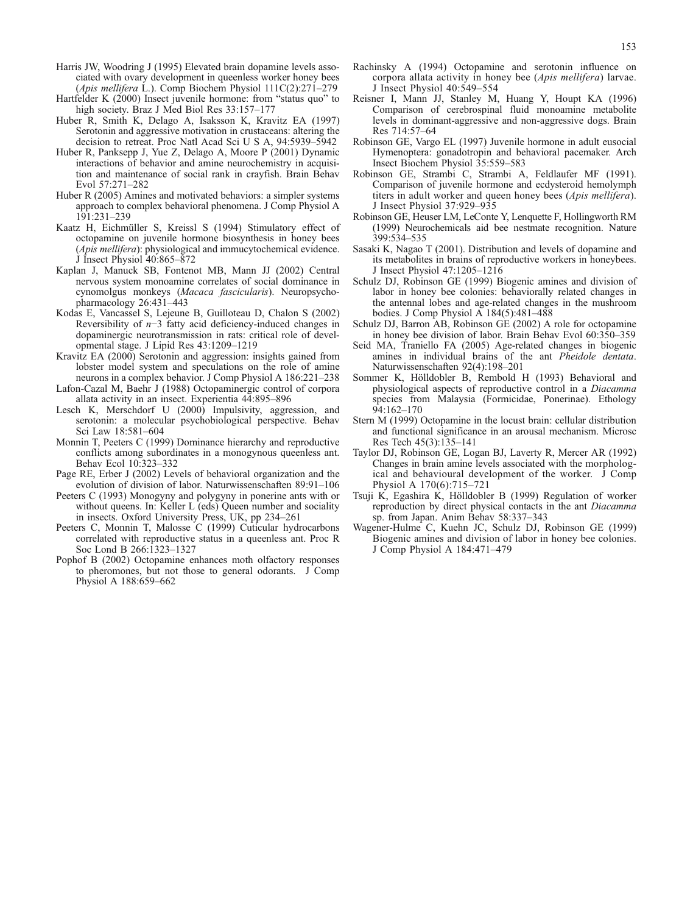Harris JW, Woodring J (1995) Elevated brain dopamine levels associated with ovary development in queenless worker honey bees (*Apis mellifera* L.). Comp Biochem Physiol 111C(2):271–279

Hartfelder K (2000) Insect juvenile hormone: from "status quo" to high society. Braz J Med Biol Res 33:157–177

Huber R, Smith K, Delago A, Isaksson K, Kravitz EA (1997) Serotonin and aggressive motivation in crustaceans: altering the decision to retreat. Proc Natl Acad Sci U S A, 94:5939–5942

Huber R, Panksepp J, Yue Z, Delago A, Moore P (2001) Dynamic interactions of behavior and amine neurochemistry in acquisition and maintenance of social rank in crayfish. Brain Behav Evol 57:271–282

Huber R (2005) Amines and motivated behaviors: a simpler systems approach to complex behavioral phenomena. J Comp Physiol A 191:231–239

Kaatz H, Eichmüller S, Kreissl S (1994) Stimulatory effect of octopamine on juvenile hormone biosynthesis in honey bees (*Apis mellifera*): physiological and immucytochemical evidence. J Insect Physiol 40:865–872

Kaplan J, Manuck SB, Fontenot MB, Mann JJ (2002) Central nervous system monoamine correlates of social dominance in cynomolgus monkeys (*Macaca fascicularis*). Neuropsychopharmacology 26:431–443

Kodas E, Vancassel S, Lejeune B, Guilloteau D, Chalon S (2002) Reversibility of *n*−3 fatty acid deficiency-induced changes in dopaminergic neurotransmission in rats: critical role of developmental stage. J Lipid Res 43:1209–1219

Kravitz EA (2000) Serotonin and aggression: insights gained from lobster model system and speculations on the role of amine neurons in a complex behavior. J Comp Physiol A 186:221–238

Lafon-Cazal M, Baehr J (1988) Octopaminergic control of corpora allata activity in an insect. Experientia 44:895–896

Lesch K, Merschdorf U (2000) Impulsivity, aggression, and serotonin: a molecular psychobiological perspective. Behav Sci Law 18:581–604

Monnin T, Peeters C (1999) Dominance hierarchy and reproductive conflicts among subordinates in a monogynous queenless ant. Behav Ecol 10:323–332

Page RE, Erber J (2002) Levels of behavioral organization and the evolution of division of labor. Naturwissenschaften 89:91–106

Peeters C (1993) Monogyny and polygyny in ponerine ants with or without queens. In: Keller L (eds) Queen number and sociality in insects. Oxford University Press, UK, pp 234–261

Peeters C, Monnin T, Malosse C (1999) Cuticular hydrocarbons correlated with reproductive status in a queenless ant. Proc R Soc Lond B 266:1323–1327

Pophof B (2002) Octopamine enhances moth olfactory responses to pheromones, but not those to general odorants. J Comp Physiol A 188:659–662

Rachinsky A (1994) Octopamine and serotonin influence on corpora allata activity in honey bee (*Apis mellifera*) larvae. J Insect Physiol 40:549–554

Reisner I, Mann JJ, Stanley M, Huang Y, Houpt KA (1996) Comparison of cerebrospinal fluid monoamine metabolite levels in dominant-aggressive and non-aggressive dogs. Brain Res 714:57–64

Robinson GE, Vargo EL (1997) Juvenile hormone in adult eusocial Hymenoptera: gonadotropin and behavioral pacemaker. Arch Insect Biochem Physiol 35:559–583

Robinson GE, Strambi C, Strambi A, Feldlaufer MF (1991). Comparison of juvenile hormone and ecdysteroid hemolymph titers in adult worker and queen honey bees (*Apis mellifera*). J Insect Physiol 37:929–935

Robinson GE, Heuser LM, LeConte Y, Lenquette F, Hollingworth RM (1999) Neurochemicals aid bee nestmate recognition. Nature 399:534–535

Sasaki K, Nagao T (2001). Distribution and levels of dopamine and its metabolites in brains of reproductive workers in honeybees. J Insect Physiol 47:1205–1216

Schulz DJ, Robinson GE (1999) Biogenic amines and division of labor in honey bee colonies: behaviorally related changes in the antennal lobes and age-related changes in the mushroom bodies. J Comp Physiol A 184(5):481–488

Schulz DJ, Barron AB, Robinson GE (2002) A role for octopamine in honey bee division of labor. Brain Behav Evol 60:350–359

Seid MA, Traniello FA (2005) Age-related changes in biogenic amines in individual brains of the ant *Pheidole dentata*. Naturwissenschaften 92(4):198–201

Sommer K, Hölldobler B, Rembold H (1993) Behavioral and physiological aspects of reproductive control in a *Diacamma* species from Malaysia (Formicidae, Ponerinae). Ethology 94:162–170

Stern M (1999) Octopamine in the locust brain: cellular distribution and functional significance in an arousal mechanism. Microsc Res Tech 45(3):135–141

Taylor DJ, Robinson GE, Logan BJ, Laverty R, Mercer AR (1992) Changes in brain amine levels associated with the morphological and behavioural development of the worker. J Comp Physiol A 170(6):715–721

Tsuji K, Egashira K, Hölldobler B (1999) Regulation of worker reproduction by direct physical contacts in the ant *Diacamma* sp. from Japan. Anim Behav 58:337–343

Wagener-Hulme C, Kuehn JC, Schulz DJ, Robinson GE (1999) Biogenic amines and division of labor in honey bee colonies. J Comp Physiol A 184:471–479